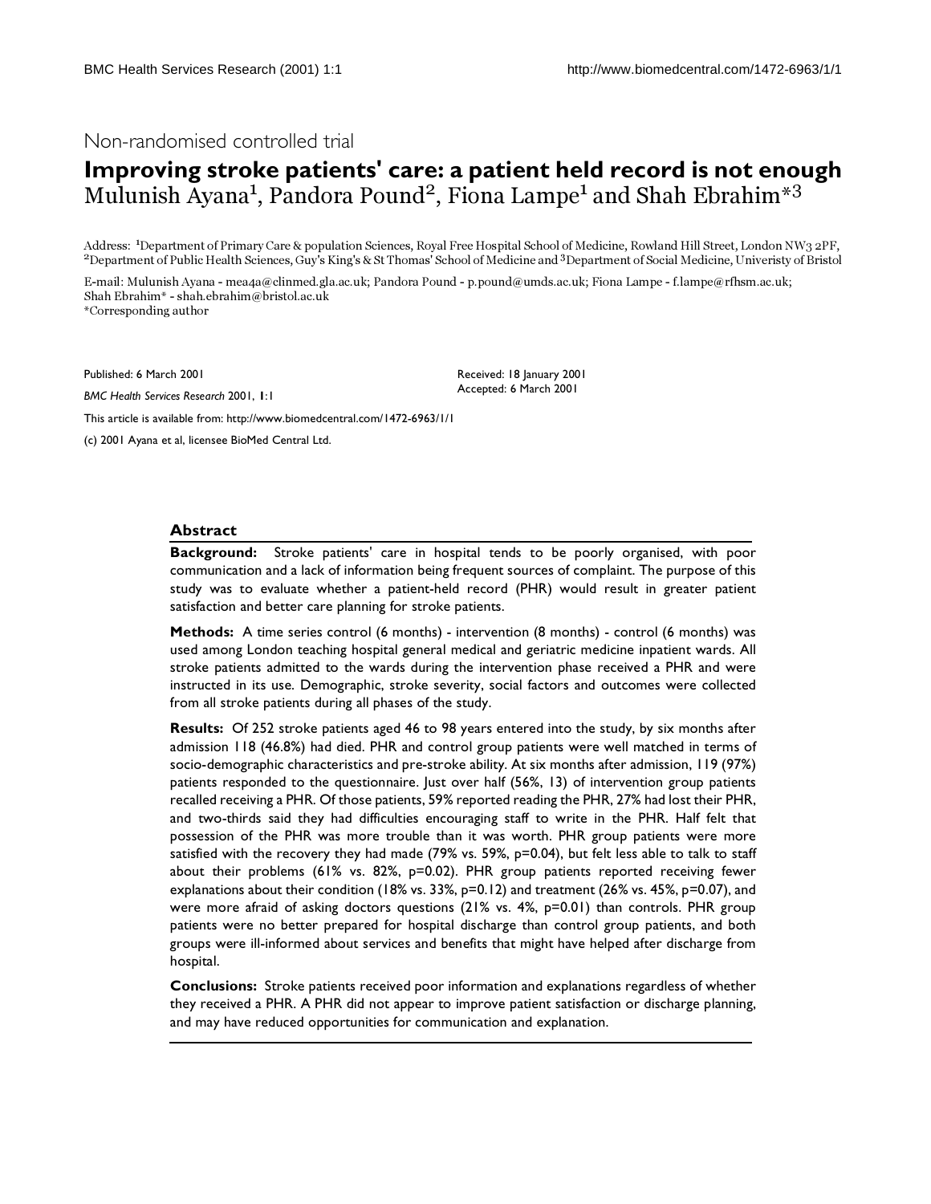Non-randomised controlled trial

# Improving stroke patients' care: a patient held record is not enough

Mulunish Ayana[1], Pandora Pound[2], Fiona Lampe[1] and Shah Ebrahim*[3]

Address: [1]Department of Primary Care & population Sciences, Royal Free Hospital School of Medicine, Rowland Hill Street, London NW3 2PF, [2]Department of Public Health Sciences, Guy's King's & St Thomas' School of Medicine and [3]Department of Social Medicine, Univeristy of Bristol

E-mail: Mulunish Ayana - mea4a@clinmed.gla.ac.uk; Pandora Pound - p.pound@umds.ac.uk; Fiona Lampe - f.lampe@rfhsm.ac.uk; Shah Ebrahim* - shah.ebrahim@bristol.ac.uk

*Corresponding author

Published: 6 March 2001

*BMC Health Services Research* 2001, **1**:1

Received: 18 January 2001

Accepted: 6 March 2001

This article is available from: http://www.biomedcentral.com/1472-6963/1/1

(c) 2001 Ayana et al, licensee BioMed Central Ltd.

## Abstract

**Background:** Stroke patients' care in hospital tends to be poorly organised, with poor communication and a lack of information being frequent sources of complaint. The purpose of this study was to evaluate whether a patient-held record (PHR) would result in greater patient satisfaction and better care planning for stroke patients.

**Methods:** A time series control (6 months) - intervention (8 months) - control (6 months) was used among London teaching hospital general medical and geriatric medicine inpatient wards. All stroke patients admitted to the wards during the intervention phase received a PHR and were instructed in its use. Demographic, stroke severity, social factors and outcomes were collected from all stroke patients during all phases of the study.

**Results:** Of 252 stroke patients aged 46 to 98 years entered into the study, by six months after admission 118 (46.8%) had died. PHR and control group patients were well matched in terms of socio-demographic characteristics and pre-stroke ability. At six months after admission, 119 (97%) patients responded to the questionnaire. Just over half (56%, 13) of intervention group patients recalled receiving a PHR. Of those patients, 59% reported reading the PHR, 27% had lost their PHR, and two-thirds said they had difficulties encouraging staff to write in the PHR. Half felt that possession of the PHR was more trouble than it was worth. PHR group patients were more satisfied with the recovery they had made (79% vs. 59%, p=0.04), but felt less able to talk to staff about their problems (61% vs. 82%, p=0.02). PHR group patients reported receiving fewer explanations about their condition (18% vs. 33%, p=0.12) and treatment (26% vs. 45%, p=0.07), and were more afraid of asking doctors questions (21% vs. 4%, p=0.01) than controls. PHR group patients were no better prepared for hospital discharge than control group patients, and both groups were ill-informed about services and benefits that might have helped after discharge from hospital.

**Conclusions:** Stroke patients received poor information and explanations regardless of whether they received a PHR. A PHR did not appear to improve patient satisfaction or discharge planning, and may have reduced opportunities for communication and explanation.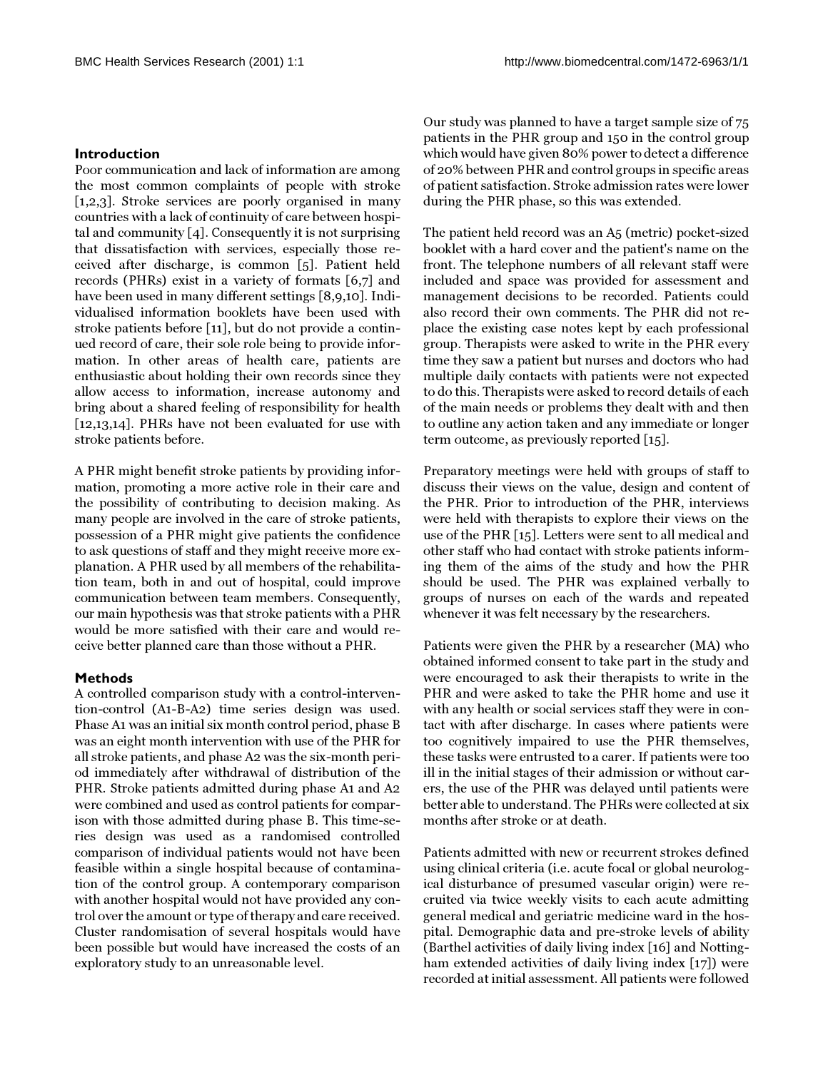## Introduction

Poor communication and lack of information are among the most common complaints of people with stroke [1,2,3]. Stroke services are poorly organised in many countries with a lack of continuity of care between hospital and community [4]. Consequently it is not surprising that dissatisfaction with services, especially those received after discharge, is common [5]. Patient held records (PHRs) exist in a variety of formats [6,7] and have been used in many different settings [8,9,10]. Individualised information booklets have been used with stroke patients before [11], but do not provide a continued record of care, their sole role being to provide information. In other areas of health care, patients are enthusiastic about holding their own records since they allow access to information, increase autonomy and bring about a shared feeling of responsibility for health [12,13,14]. PHRs have not been evaluated for use with stroke patients before.

A PHR might benefit stroke patients by providing information, promoting a more active role in their care and the possibility of contributing to decision making. As many people are involved in the care of stroke patients, possession of a PHR might give patients the confidence to ask questions of staff and they might receive more explanation. A PHR used by all members of the rehabilitation team, both in and out of hospital, could improve communication between team members. Consequently, our main hypothesis was that stroke patients with a PHR would be more satisfied with their care and would receive better planned care than those without a PHR.

## Methods

A controlled comparison study with a control-intervention-control (A1-B-A2) time series design was used. Phase A1 was an initial six month control period, phase B was an eight month intervention with use of the PHR for all stroke patients, and phase A2 was the six-month period immediately after withdrawal of distribution of the PHR. Stroke patients admitted during phase A1 and A2 were combined and used as control patients for comparison with those admitted during phase B. This time-series design was used as a randomised controlled comparison of individual patients would not have been feasible within a single hospital because of contamination of the control group. A contemporary comparison with another hospital would not have provided any control over the amount or type of therapy and care received. Cluster randomisation of several hospitals would have been possible but would have increased the costs of an exploratory study to an unreasonable level.

Our study was planned to have a target sample size of 75 patients in the PHR group and 150 in the control group which would have given 80% power to detect a difference of 20% between PHR and control groups in specific areas of patient satisfaction. Stroke admission rates were lower during the PHR phase, so this was extended.

The patient held record was an A5 (metric) pocket-sized booklet with a hard cover and the patient's name on the front. The telephone numbers of all relevant staff were included and space was provided for assessment and management decisions to be recorded. Patients could also record their own comments. The PHR did not replace the existing case notes kept by each professional group. Therapists were asked to write in the PHR every time they saw a patient but nurses and doctors who had multiple daily contacts with patients were not expected to do this. Therapists were asked to record details of each of the main needs or problems they dealt with and then to outline any action taken and any immediate or longer term outcome, as previously reported [15].

Preparatory meetings were held with groups of staff to discuss their views on the value, design and content of the PHR. Prior to introduction of the PHR, interviews were held with therapists to explore their views on the use of the PHR [15]. Letters were sent to all medical and other staff who had contact with stroke patients informing them of the aims of the study and how the PHR should be used. The PHR was explained verbally to groups of nurses on each of the wards and repeated whenever it was felt necessary by the researchers.

Patients were given the PHR by a researcher (MA) who obtained informed consent to take part in the study and were encouraged to ask their therapists to write in the PHR and were asked to take the PHR home and use it with any health or social services staff they were in contact with after discharge. In cases where patients were too cognitively impaired to use the PHR themselves, these tasks were entrusted to a carer. If patients were too ill in the initial stages of their admission or without carers, the use of the PHR was delayed until patients were better able to understand. The PHRs were collected at six months after stroke or at death.

Patients admitted with new or recurrent strokes defined using clinical criteria (i.e. acute focal or global neurological disturbance of presumed vascular origin) were recruited via twice weekly visits to each acute admitting general medical and geriatric medicine ward in the hospital. Demographic data and pre-stroke levels of ability (Barthel activities of daily living index [16] and Nottingham extended activities of daily living index [17]) were recorded at initial assessment. All patients were followed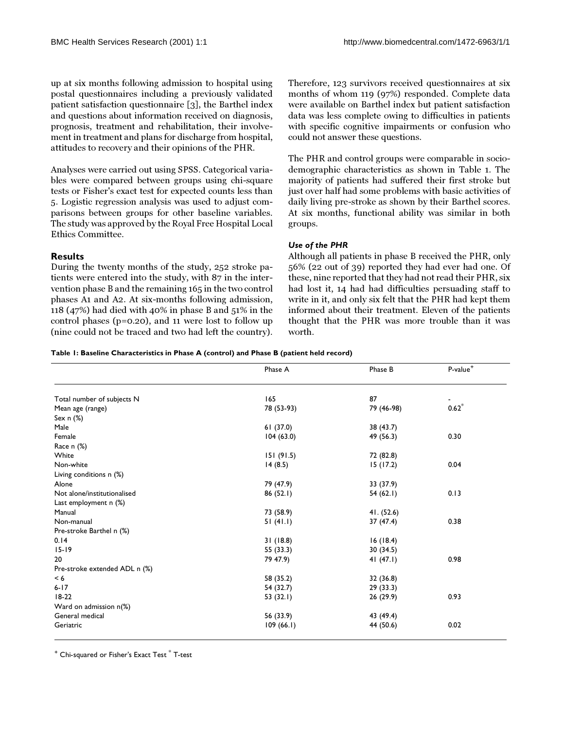up at six months following admission to hospital using postal questionnaires including a previously validated patient satisfaction questionnaire [3], the Barthel index and questions about information received on diagnosis, prognosis, treatment and rehabilitation, their involvement in treatment and plans for discharge from hospital, attitudes to recovery and their opinions of the PHR.

Analyses were carried out using SPSS. Categorical variables were compared between groups using chi-square tests or Fisher's exact test for expected counts less than 5. Logistic regression analysis was used to adjust comparisons between groups for other baseline variables. The study was approved by the Royal Free Hospital Local Ethics Committee.

## Results

During the twenty months of the study, 252 stroke patients were entered into the study, with 87 in the intervention phase B and the remaining 165 in the two control phases A1 and A2. At six-months following admission, 118 (47%) had died with 40% in phase B and 51% in the control phases (p=0.20), and 11 were lost to follow up (nine could not be traced and two had left the country). Therefore, 123 survivors received questionnaires at six months of whom 119 (97%) responded. Complete data were available on Barthel index but patient satisfaction data was less complete owing to difficulties in patients with specific cognitive impairments or confusion who could not answer these questions.

The PHR and control groups were comparable in sociodemographic characteristics as shown in Table 1. The majority of patients had suffered their first stroke but just over half had some problems with basic activities of daily living pre-stroke as shown by their Barthel scores. At six months, functional ability was similar in both groups.

### *Use of the PHR*

Although all patients in phase B received the PHR, only 56% (22 out of 39) reported they had ever had one. Of these, nine reported that they had not read their PHR, six had lost it, 14 had had difficulties persuading staff to write in it, and only six felt that the PHR had kept them informed about their treatment. Eleven of the patients thought that the PHR was more trouble than it was worth.

**Table 1: Baseline Characteristics in Phase A (control) and Phase B (patient held record)**

| | Phase A | Phase B | P-value+ |
|---|---|---|---|
| Total number of subjects N | 165 | 87 | - |
| Mean age (range) | 78 (53-93) | 79 (46-98) | 0.62* |
| Sex n (%) | | | |
| Male | 61 (37.0) | 38 (43.7) | |
| Female | 104 (63.0) | 49 (56.3) | 0.30 |
| Race n (%) | | | |
| White | 151 (91.5) | 72 (82.8) | |
| Non-white | 14 (8.5) | 15 (17.2) | 0.04 |
| Living conditions n (%) | | | |
| Alone | 79 (47.9) | 33 (37.9) | |
| Not alone/institutionalised | 86 (52.1) | 54 (62.1) | 0.13 |
| Last employment n (%) | | | |
| Manual | 73 (58.9) | 41. (52.6) | |
| Non-manual | 51 (41.1) | 37 (47.4) | 0.38 |
| Pre-stroke Barthel n (%) | | | |
| 0.14 | 31 (18.8) | 16 (18.4) | |
| 15-19 | 55 (33.3) | 30 (34.5) | |
| 20 | 79 47.9) | 41 (47.1) | 0.98 |
| Pre-stroke extended ADL n (%) | | | |
| < 6 | 58 (35.2) | 32 (36.8) | |
| 6-17 | 54 (32.7) | 29 (33.3) | |
| 18-22 | 53 (32.1) | 26 (29.9) | 0.93 |
| Ward on admission n(%) | | | |
| General medical | 56 (33.9) | 43 (49.4) | |
| Geriatric | 109 (66.1) | 44 (50.6) | 0.02 |

+ Chi-squared or Fisher's Exact Test * T-test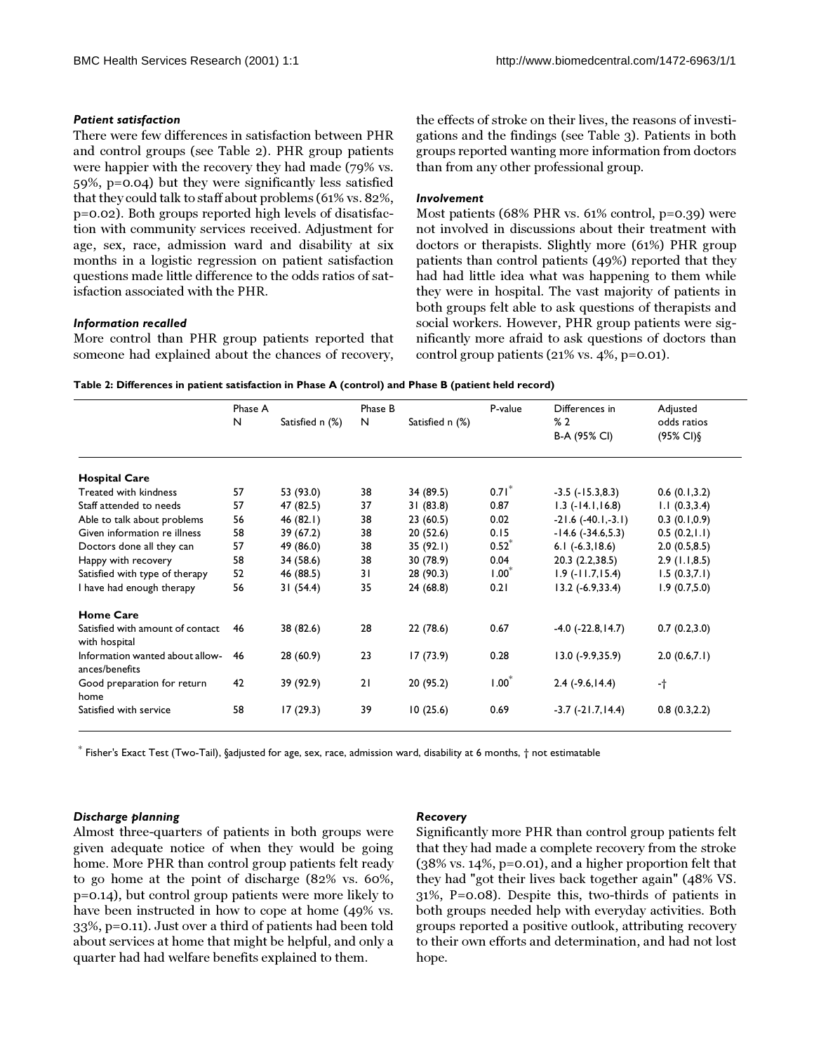### Patient satisfaction

There were few differences in satisfaction between PHR and control groups (see Table 2). PHR group patients were happier with the recovery they had made (79% vs. 59%, p=0.04) but they were significantly less satisfied that they could talk to staff about problems (61% vs. 82%, p=0.02). Both groups reported high levels of disatisfaction with community services received. Adjustment for age, sex, race, admission ward and disability at six months in a logistic regression on patient satisfaction questions made little difference to the odds ratios of satisfaction associated with the PHR.

### Information recalled

More control than PHR group patients reported that someone had explained about the chances of recovery, the effects of stroke on their lives, the reasons of investigations and the findings (see Table 3). Patients in both groups reported wanting more information from doctors than from any other professional group.

### Involvement

Most patients (68% PHR vs. 61% control, p=0.39) were not involved in discussions about their treatment with doctors or therapists. Slightly more (61%) PHR group patients than control patients (49%) reported that they had had little idea what was happening to them while they were in hospital. The vast majority of patients in both groups felt able to ask questions of therapists and social workers. However, PHR group patients were significantly more afraid to ask questions of doctors than control group patients (21% vs. 4%, p=0.01).

**Table 2: Differences in patient satisfaction in Phase A (control) and Phase B (patient held record)**

| | Phase A N | Satisfied n (%) | Phase B N | Satisfied n (%) | P-value | Differences in % 2 B-A (95% CI) | Adjusted odds ratios (95% CI)§ |
|---|---|---|---|---|---|---|---|
| **Hospital Care** | | | | | | | |
| Treated with kindness | 57 | 53 (93.0) | 38 | 34 (89.5) | 0.71* | -3.5 (-15.3,8.3) | 0.6 (0.1,3.2) |
| Staff attended to needs | 57 | 47 (82.5) | 37 | 31 (83.8) | 0.87 | 1.3 (-14.1,16.8) | 1.1 (0.3,3.4) |
| Able to talk about problems | 56 | 46 (82.1) | 38 | 23 (60.5) | 0.02 | -21.6 (-40.1,-3.1) | 0.3 (0.1,0.9) |
| Given information re illness | 58 | 39 (67.2) | 38 | 20 (52.6) | 0.15 | -14.6 (-34.6,5.3) | 0.5 (0.2,1.1) |
| Doctors done all they can | 57 | 49 (86.0) | 38 | 35 (92.1) | 0.52* | 6.1 (-6.3,18.6) | 2.0 (0.5,8.5) |
| Happy with recovery | 58 | 34 (58.6) | 38 | 30 (78.9) | 0.04 | 20.3 (2.2,38.5) | 2.9 (1.1,8.5) |
| Satisfied with type of therapy | 52 | 46 (88.5) | 31 | 28 (90.3) | 1.00* | 1.9 (-11.7,15.4) | 1.5 (0.3,7.1) |
| I have had enough therapy | 56 | 31 (54.4) | 35 | 24 (68.8) | 0.21 | 13.2 (-6.9,33.4) | 1.9 (0.7,5.0) |
| **Home Care** | | | | | | | |
| Satisfied with amount of contact with hospital | 46 | 38 (82.6) | 28 | 22 (78.6) | 0.67 | -4.0 (-22.8,14.7) | 0.7 (0.2,3.0) |
| Information wanted about allowances/benefits | 46 | 28 (60.9) | 23 | 17 (73.9) | 0.28 | 13.0 (-9.9,35.9) | 2.0 (0.6,7.1) |
| Good preparation for return home | 42 | 39 (92.9) | 21 | 20 (95.2) | 1.00* | 2.4 (-9.6,14.4) | -† |
| Satisfied with service | 58 | 17 (29.3) | 39 | 10 (25.6) | 0.69 | -3.7 (-21.7,14.4) | 0.8 (0.3,2.2) |

* Fisher's Exact Test (Two-Tail), §adjusted for age, sex, race, admission ward, disability at 6 months, † not estimatable

### Discharge planning

Almost three-quarters of patients in both groups were given adequate notice of when they would be going home. More PHR than control group patients felt ready to go home at the point of discharge (82% vs. 60%, p=0.14), but control group patients were more likely to have been instructed in how to cope at home (49% vs. 33%, p=0.11). Just over a third of patients had been told about services at home that might be helpful, and only a quarter had had welfare benefits explained to them.

### Recovery

Significantly more PHR than control group patients felt that they had made a complete recovery from the stroke (38% vs. 14%, p=0.01), and a higher proportion felt that they had "got their lives back together again" (48% VS. 31%, P=0.08). Despite this, two-thirds of patients in both groups needed help with everyday activities. Both groups reported a positive outlook, attributing recovery to their own efforts and determination, and had not lost hope.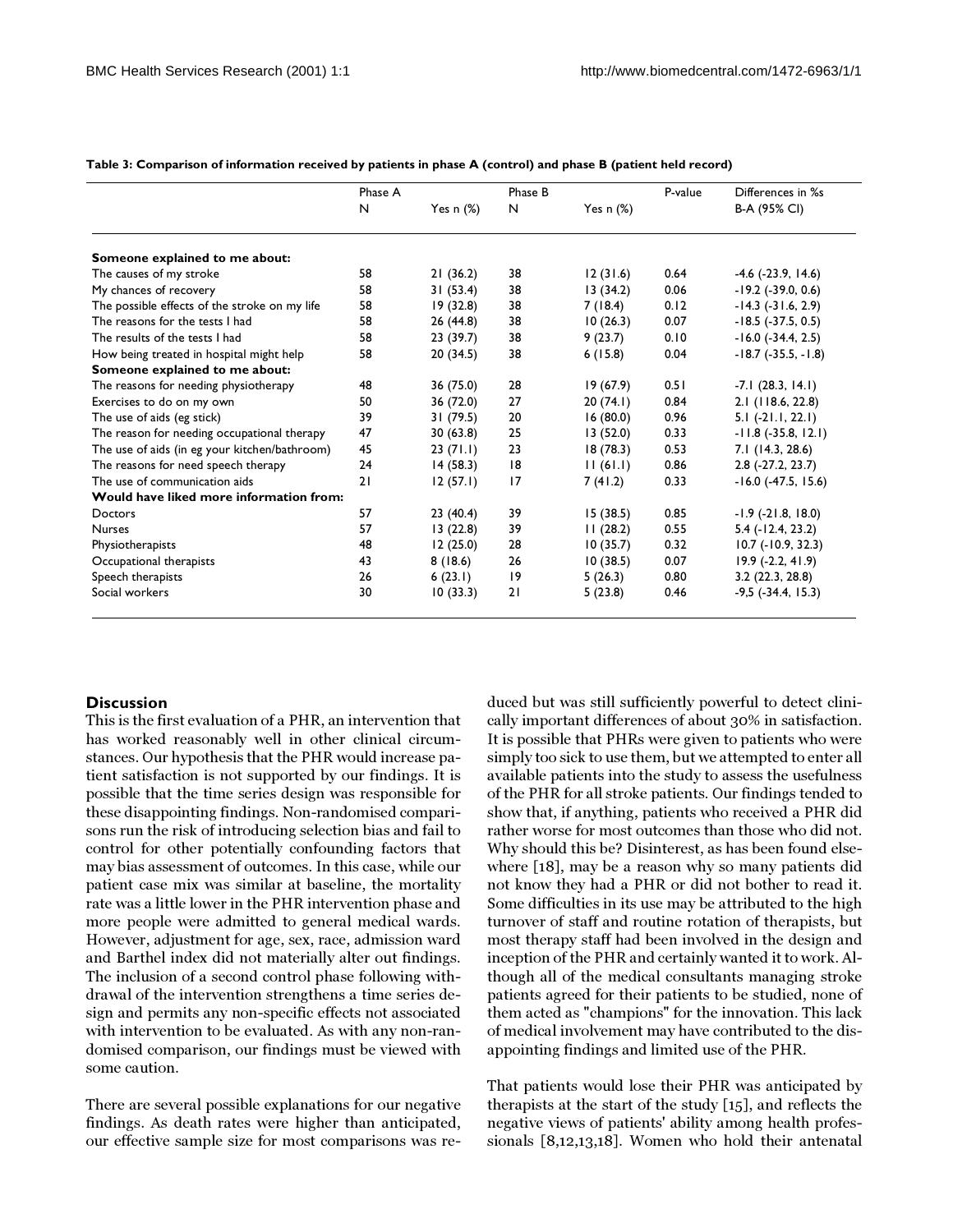**Table 3: Comparison of information received by patients in phase A (control) and phase B (patient held record)**

| | Phase A | | Phase B | | P-value | Differences in %s |
|---|---|---|---|---|---|---|
| | N | Yes n (%) | N | Yes n (%) | | B-A (95% CI) |
| **Someone explained to me about:** | | | | | | |
| The causes of my stroke | 58 | 21 (36.2) | 38 | 12 (31.6) | 0.64 | -4.6 (-23.9, 14.6) |
| My chances of recovery | 58 | 31 (53.4) | 38 | 13 (34.2) | 0.06 | -19.2 (-39.0, 0.6) |
| The possible effects of the stroke on my life | 58 | 19 (32.8) | 38 | 7 (18.4) | 0.12 | -14.3 (-31.6, 2.9) |
| The reasons for the tests I had | 58 | 26 (44.8) | 38 | 10 (26.3) | 0.07 | -18.5 (-37.5, 0.5) |
| The results of the tests I had | 58 | 23 (39.7) | 38 | 9 (23.7) | 0.10 | -16.0 (-34.4, 2.5) |
| How being treated in hospital might help | 58 | 20 (34.5) | 38 | 6 (15.8) | 0.04 | -18.7 (-35.5, -1.8) |
| **Someone explained to me about:** | | | | | | |
| The reasons for needing physiotherapy | 48 | 36 (75.0) | 28 | 19 (67.9) | 0.51 | -7.1 (28.3, 14.1) |
| Exercises to do on my own | 50 | 36 (72.0) | 27 | 20 (74.1) | 0.84 | 2.1 (118.6, 22.8) |
| The use of aids (eg stick) | 39 | 31 (79.5) | 20 | 16 (80.0) | 0.96 | 5.1 (-21.1, 22.1) |
| The reason for needing occupational therapy | 47 | 30 (63.8) | 25 | 13 (52.0) | 0.33 | -11.8 (-35.8, 12.1) |
| The use of aids (in eg your kitchen/bathroom) | 45 | 23 (71.1) | 23 | 18 (78.3) | 0.53 | 7.1 (14.3, 28.6) |
| The reasons for need speech therapy | 24 | 14 (58.3) | 18 | 11 (61.1) | 0.86 | 2.8 (-27.2, 23.7) |
| The use of communication aids | 21 | 12 (57.1) | 17 | 7 (41.2) | 0.33 | -16.0 (-47.5, 15.6) |
| **Would have liked more information from:** | | | | | | |
| Doctors | 57 | 23 (40.4) | 39 | 15 (38.5) | 0.85 | -1.9 (-21.8, 18.0) |
| Nurses | 57 | 13 (22.8) | 39 | 11 (28.2) | 0.55 | 5.4 (-12.4, 23.2) |
| Physiotherapists | 48 | 12 (25.0) | 28 | 10 (35.7) | 0.32 | 10.7 (-10.9, 32.3) |
| Occupational therapists | 43 | 8 (18.6) | 26 | 10 (38.5) | 0.07 | 19.9 (-2.2, 41.9) |
| Speech therapists | 26 | 6 (23.1) | 19 | 5 (26.3) | 0.80 | 3.2 (22.3, 28.8) |
| Social workers | 30 | 10 (33.3) | 21 | 5 (23.8) | 0.46 | -9,5 (-34.4, 15.3) |

## Discussion

This is the first evaluation of a PHR, an intervention that has worked reasonably well in other clinical circumstances. Our hypothesis that the PHR would increase patient satisfaction is not supported by our findings. It is possible that the time series design was responsible for these disappointing findings. Non-randomised comparisons run the risk of introducing selection bias and fail to control for other potentially confounding factors that may bias assessment of outcomes. In this case, while our patient case mix was similar at baseline, the mortality rate was a little lower in the PHR intervention phase and more people were admitted to general medical wards. However, adjustment for age, sex, race, admission ward and Barthel index did not materially alter out findings. The inclusion of a second control phase following withdrawal of the intervention strengthens a time series design and permits any non-specific effects not associated with intervention to be evaluated. As with any non-randomised comparison, our findings must be viewed with some caution.

There are several possible explanations for our negative findings. As death rates were higher than anticipated, our effective sample size for most comparisons was reduced but was still sufficiently powerful to detect clinically important differences of about 30% in satisfaction. It is possible that PHRs were given to patients who were simply too sick to use them, but we attempted to enter all available patients into the study to assess the usefulness of the PHR for all stroke patients. Our findings tended to show that, if anything, patients who received a PHR did rather worse for most outcomes than those who did not. Why should this be? Disinterest, as has been found elsewhere [18], may be a reason why so many patients did not know they had a PHR or did not bother to read it. Some difficulties in its use may be attributed to the high turnover of staff and routine rotation of therapists, but most therapy staff had been involved in the design and inception of the PHR and certainly wanted it to work. Although all of the medical consultants managing stroke patients agreed for their patients to be studied, none of them acted as "champions" for the innovation. This lack of medical involvement may have contributed to the disappointing findings and limited use of the PHR.

That patients would lose their PHR was anticipated by therapists at the start of the study [15], and reflects the negative views of patients' ability among health professionals [8,12,13,18]. Women who hold their antenatal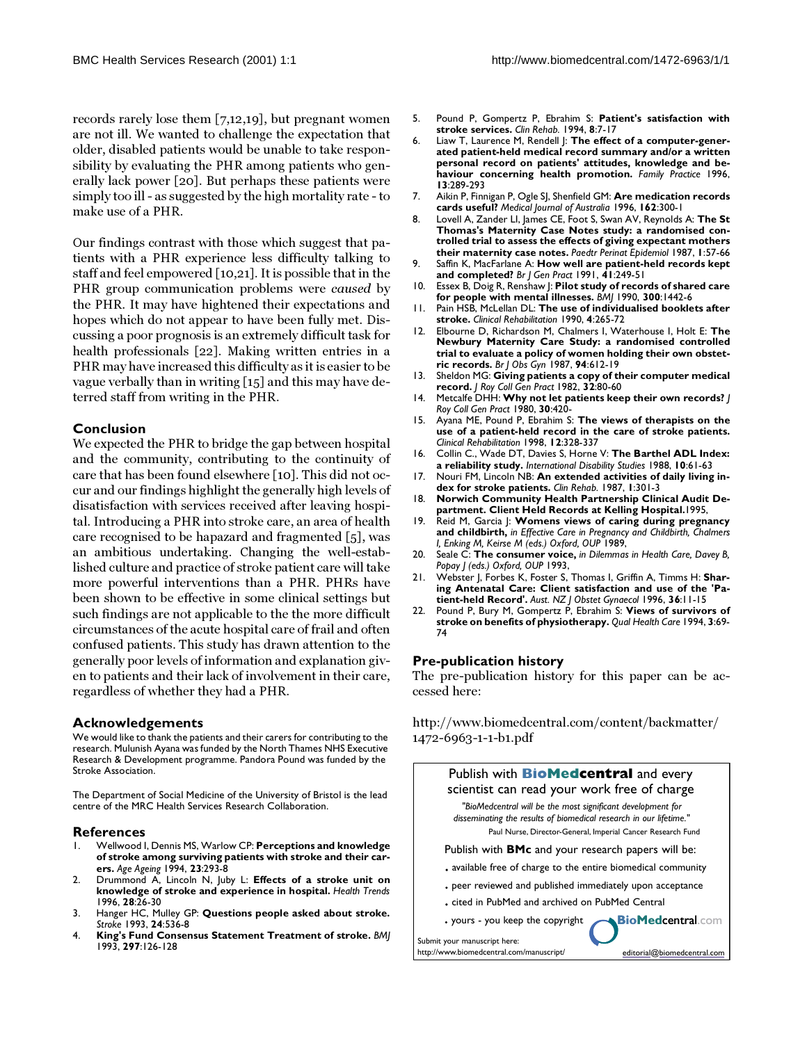records rarely lose them [7,12,19], but pregnant women are not ill. We wanted to challenge the expectation that older, disabled patients would be unable to take responsibility by evaluating the PHR among patients who generally lack power [20]. But perhaps these patients were simply too ill - as suggested by the high mortality rate - to make use of a PHR.

Our findings contrast with those which suggest that patients with a PHR experience less difficulty talking to staff and feel empowered [10,21]. It is possible that in the PHR group communication problems were *caused* by the PHR. It may have hightened their expectations and hopes which do not appear to have been fully met. Discussing a poor prognosis is an extremely difficult task for health professionals [22]. Making written entries in a PHR may have increased this difficulty as it is easier to be vague verbally than in writing [15] and this may have deterred staff from writing in the PHR.

## Conclusion

We expected the PHR to bridge the gap between hospital and the community, contributing to the continuity of care that has been found elsewhere [10]. This did not occur and our findings highlight the generally high levels of disatisfaction with services received after leaving hospital. Introducing a PHR into stroke care, an area of health care recognised to be hapazard and fragmented [5], was an ambitious undertaking. Changing the well-established culture and practice of stroke patient care will take more powerful interventions than a PHR. PHRs have been shown to be effective in some clinical settings but such findings are not applicable to the the more difficult circumstances of the acute hospital care of frail and often confused patients. This study has drawn attention to the generally poor levels of information and explanation given to patients and their lack of involvement in their care, regardless of whether they had a PHR.

## Acknowledgements

We would like to thank the patients and their carers for contributing to the research. Mulunish Ayana was funded by the North Thames NHS Executive Research & Development programme. Pandora Pound was funded by the Stroke Association.

The Department of Social Medicine of the University of Bristol is the lead centre of the MRC Health Services Research Collaboration.

## References

1. Wellwood I, Dennis MS, Warlow CP: **Perceptions and knowledge of stroke among surviving patients with stroke and their carers.** *Age Ageing* 1994, **23**:293-8
2. Drummond A, Lincoln N, Juby L: **Effects of a stroke unit on knowledge of stroke and experience in hospital.** *Health Trends* 1996, **28**:26-30
3. Hanger HC, Mulley GP: **Questions people asked about stroke.** *Stroke* 1993, **24**:536-8
4. **King's Fund Consensus Statement Treatment of stroke.** *BMJ* 1993, **297**:126-128
5. Pound P, Gompertz P, Ebrahim S: **Patient's satisfaction with stroke services.** *Clin Rehab.* 1994, **8**:7-17
6. Liaw T, Laurence M, Rendell J: **The effect of a computer-generated patient-held medical record summary and/or a written personal record on patients' attitudes, knowledge and behaviour concerning health promotion.** *Family Practice* 1996, **13**:289-293
7. Aikin P, Finnigan P, Ogle SJ, Shenfield GM: **Are medication records cards useful?** *Medical Journal of Australia* 1996, **162**:300-1
8. Lovell A, Zander LI, James CE, Foot S, Swan AV, Reynolds A: **The St Thomas's Maternity Case Notes study: a randomised controlled trial to assess the effects of giving expectant mothers their maternity case notes.** *Paedtr Perinat Epidemiol* 1987, **1**:57-66
9. Saffin K, MacFarlane A: **How well are patient-held records kept and completed?** *Br J Gen Pract* 1991, **41**:249-51
10. Essex B, Doig R, Renshaw J: **Pilot study of records of shared care for people with mental illnesses.** *BMJ* 1990, **300**:1442-6
11. Pain HSB, McLellan DL: **The use of individualised booklets after stroke.** *Clinical Rehabilitation* 1990, **4**:265-72
12. Elbourne D, Richardson M, Chalmers I, Waterhouse I, Holt E: **The Newbury Maternity Care Study: a randomised controlled trial to evaluate a policy of women holding their own obstetric records.** *Br J Obs Gyn* 1987, **94**:612-19
13. Sheldon MG: **Giving patients a copy of their computer medical record.** *J Roy Coll Gen Pract* 1982, **32**:80-60
14. Metcalfe DHH: **Why not let patients keep their own records?** *J Roy Coll Gen Pract* 1980, **30**:420-
15. Ayana ME, Pound P, Ebrahim S: **The views of therapists on the use of a patient-held record in the care of stroke patients.** *Clinical Rehabilitation* 1998, **12**:328-337
16. Collin C., Wade DT, Davies S, Horne V: **The Barthel ADL Index: a reliability study.** *International Disability Studies* 1988, **10**:61-63
17. Nouri FM, Lincoln NB: **An extended activities of daily living index for stroke patients.** *Clin Rehab.* 1987, **1**:301-3
18. **Norwich Community Health Partnership Clinical Audit Department. Client Held Records at Kelling Hospital.**1995,
19. Reid M, Garcia J: **Womens views of caring during pregnancy and childbirth,** *in Effective Care in Pregnancy and Childbirth, Chalmers I, Enking M, Keirse M (eds.) Oxford, OUP* 1989,
20. Seale C: **The consumer voice,** *in Dilemmas in Health Care, Davey B, Popay J (eds.) Oxford, OUP* 1993,
21. Webster J, Forbes K, Foster S, Thomas I, Griffin A, Timms H: **Sharing Antenatal Care: Client satisfaction and use of the 'Patient-held Record'.** *Aust. NZ J Obstet Gynaecol* 1996, **36**:11-15
22. Pound P, Bury M, Gompertz P, Ebrahim S: **Views of survivors of stroke on benefits of physiotherapy.** *Qual Health Care* 1994, **3**:69-74

## Pre-publication history

The pre-publication history for this paper can be accessed here:

http://www.biomedcentral.com/content/backmatter/1472-6963-1-1-b1.pdf

Publish with **BioMedcentral** and every scientist can read your work free of charge

*"BioMedcentral will be the most significant development for disseminating the results of biomedical research in our lifetime."*
Paul Nurse, Director-General, Imperial Cancer Research Fund

Publish with **BMc** and your research papers will be:

- available free of charge to the entire biomedical community
- peer reviewed and published immediately upon acceptance
- cited in PubMed and archived on PubMed Central
- yours - you keep the copyright

**BioMedcentral**.com

Submit your manuscript here:
http://www.biomedcentral.com/manuscript/

editorial@biomedcentral.com